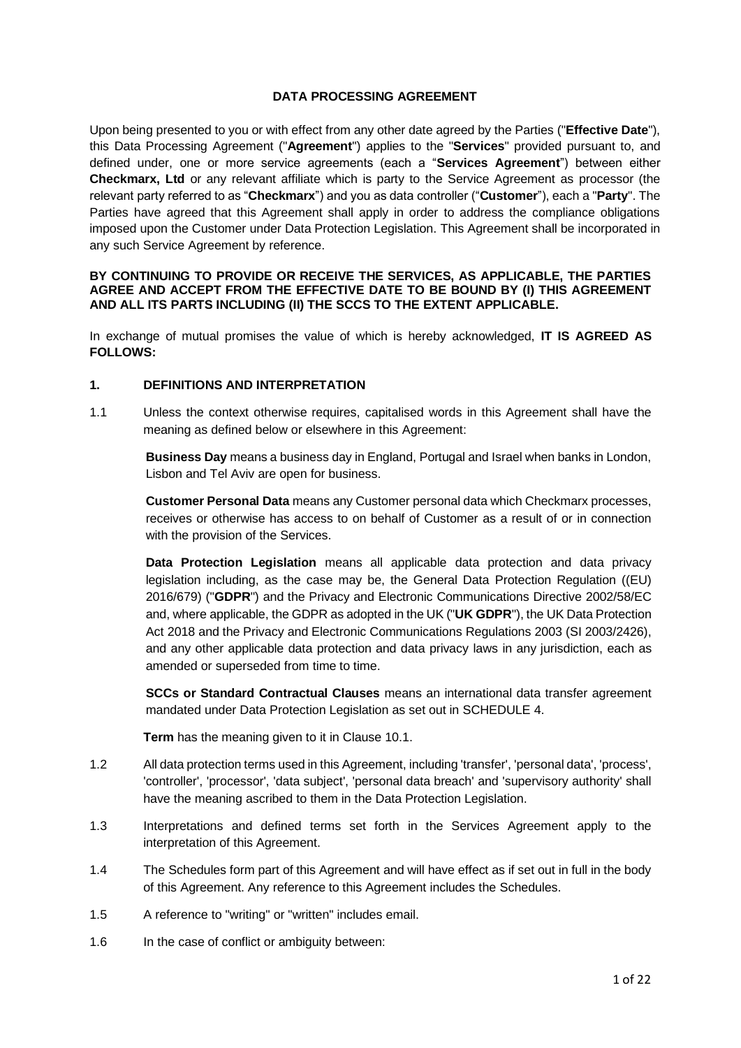# DATA PROCESSING AGREEMENT

Upon being presented to you or with effect from any other date agreed by the Parties ("**Effective Date**"), this Data Processing Agreement ("**Agreement**") applies to the "**Services**" provided pursuant to, and defined under, one or more service agreements (each a "**Services Agreement**") between either **Checkmarx, Ltd** or any relevant affiliate which is party to the Service Agreement as processor (the relevant party referred to as "**Checkmarx**") and you as data controller ("**Customer**"), each a "**Party**". The Parties have agreed that this Agreement shall apply in order to address the compliance obligations imposed upon the Customer under Data Protection Legislation. This Agreement shall be incorporated in any such Service Agreement by reference.

**BY CONTINUING TO PROVIDE OR RECEIVE THE SERVICES, AS APPLICABLE, THE PARTIES AGREE AND ACCEPT FROM THE EFFECTIVE DATE TO BE BOUND BY (I) THIS AGREEMENT AND ALL ITS PARTS INCLUDING (II) THE SCCS TO THE EXTENT APPLICABLE.**

In exchange of mutual promises the value of which is hereby acknowledged, **IT IS AGREED AS FOLLOWS:**

## 1. DEFINITIONS AND INTERPRETATION

1.1 Unless the context otherwise requires, capitalised words in this Agreement shall have the meaning as defined below or elsewhere in this Agreement:

**Business Day** means a business day in England, Portugal and Israel when banks in London, Lisbon and Tel Aviv are open for business.

**Customer Personal Data** means any Customer personal data which Checkmarx processes, receives or otherwise has access to on behalf of Customer as a result of or in connection with the provision of the Services.

**Data Protection Legislation** means all applicable data protection and data privacy legislation including, as the case may be, the General Data Protection Regulation ((EU) 2016/679) ("**GDPR**") and the Privacy and Electronic Communications Directive 2002/58/EC and, where applicable, the GDPR as adopted in the UK ("**UK GDPR**"), the UK Data Protection Act 2018 and the Privacy and Electronic Communications Regulations 2003 (SI 2003/2426), and any other applicable data protection and data privacy laws in any jurisdiction, each as amended or superseded from time to time.

**SCCs or Standard Contractual Clauses** means an international data transfer agreement mandated under Data Protection Legislation as set out in SCHEDULE 4.

**Term** has the meaning given to it in Clause 10.1.

1.2 All data protection terms used in this Agreement, including 'transfer', 'personal data', 'process', 'controller', 'processor', 'data subject', 'personal data breach' and 'supervisory authority' shall have the meaning ascribed to them in the Data Protection Legislation.

1.3 Interpretations and defined terms set forth in the Services Agreement apply to the interpretation of this Agreement.

1.4 The Schedules form part of this Agreement and will have effect as if set out in full in the body of this Agreement. Any reference to this Agreement includes the Schedules.

1.5 A reference to "writing" or "written" includes email.

1.6 In the case of conflict or ambiguity between: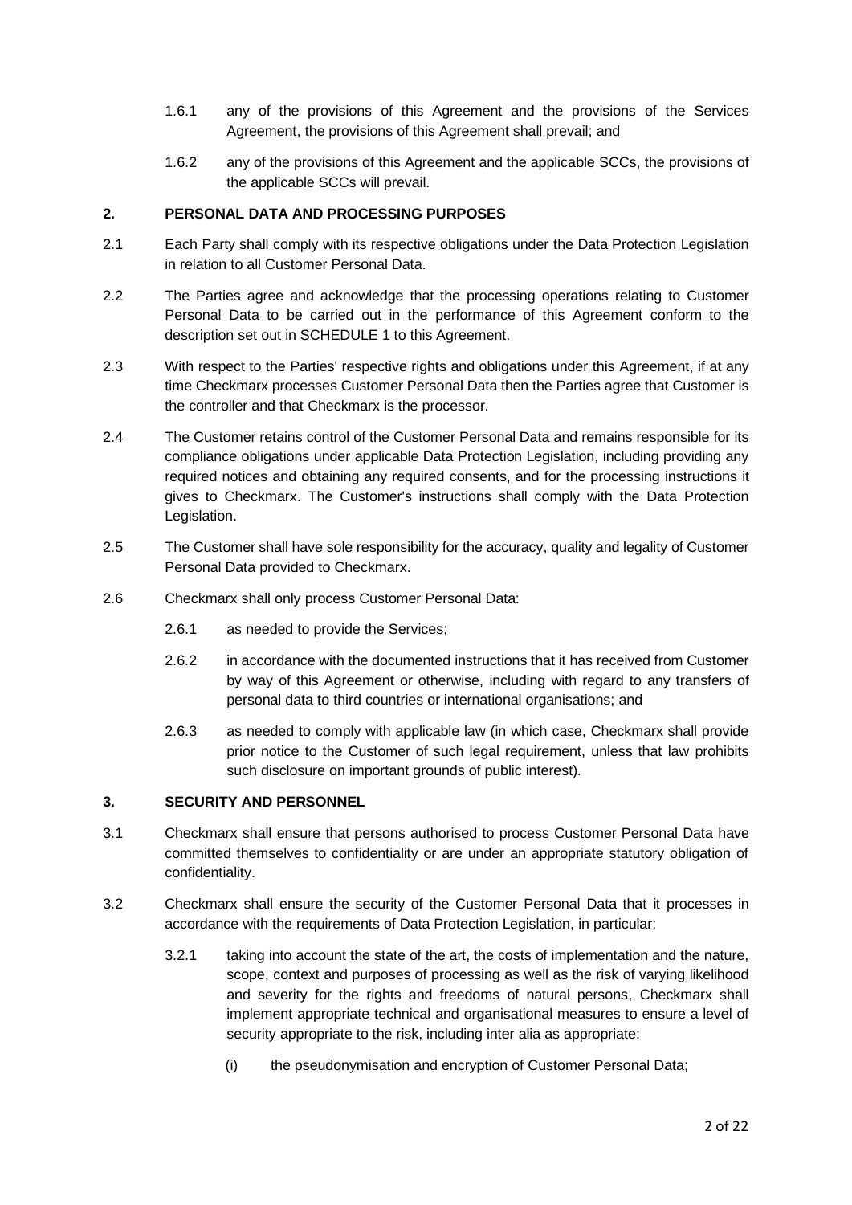1.6.1 any of the provisions of this Agreement and the provisions of the Services Agreement, the provisions of this Agreement shall prevail; and

1.6.2 any of the provisions of this Agreement and the applicable SCCs, the provisions of the applicable SCCs will prevail.

## 2. PERSONAL DATA AND PROCESSING PURPOSES

2.1 Each Party shall comply with its respective obligations under the Data Protection Legislation in relation to all Customer Personal Data.

2.2 The Parties agree and acknowledge that the processing operations relating to Customer Personal Data to be carried out in the performance of this Agreement conform to the description set out in SCHEDULE 1 to this Agreement.

2.3 With respect to the Parties' respective rights and obligations under this Agreement, if at any time Checkmarx processes Customer Personal Data then the Parties agree that Customer is the controller and that Checkmarx is the processor.

2.4 The Customer retains control of the Customer Personal Data and remains responsible for its compliance obligations under applicable Data Protection Legislation, including providing any required notices and obtaining any required consents, and for the processing instructions it gives to Checkmarx. The Customer's instructions shall comply with the Data Protection Legislation.

2.5 The Customer shall have sole responsibility for the accuracy, quality and legality of Customer Personal Data provided to Checkmarx.

2.6 Checkmarx shall only process Customer Personal Data:

2.6.1 as needed to provide the Services;

2.6.2 in accordance with the documented instructions that it has received from Customer by way of this Agreement or otherwise, including with regard to any transfers of personal data to third countries or international organisations; and

2.6.3 as needed to comply with applicable law (in which case, Checkmarx shall provide prior notice to the Customer of such legal requirement, unless that law prohibits such disclosure on important grounds of public interest).

## 3. SECURITY AND PERSONNEL

3.1 Checkmarx shall ensure that persons authorised to process Customer Personal Data have committed themselves to confidentiality or are under an appropriate statutory obligation of confidentiality.

3.2 Checkmarx shall ensure the security of the Customer Personal Data that it processes in accordance with the requirements of Data Protection Legislation, in particular:

3.2.1 taking into account the state of the art, the costs of implementation and the nature, scope, context and purposes of processing as well as the risk of varying likelihood and severity for the rights and freedoms of natural persons, Checkmarx shall implement appropriate technical and organisational measures to ensure a level of security appropriate to the risk, including inter alia as appropriate:

(i) the pseudonymisation and encryption of Customer Personal Data;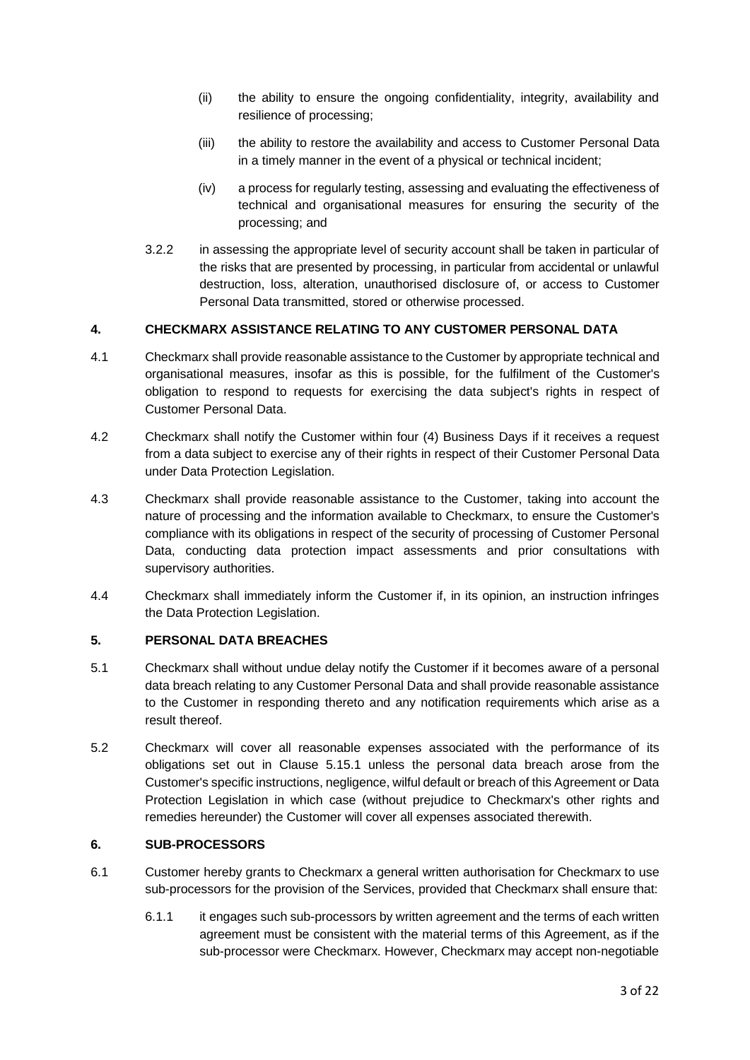(ii) the ability to ensure the ongoing confidentiality, integrity, availability and resilience of processing;

(iii) the ability to restore the availability and access to Customer Personal Data in a timely manner in the event of a physical or technical incident;

(iv) a process for regularly testing, assessing and evaluating the effectiveness of technical and organisational measures for ensuring the security of the processing; and

3.2.2 in assessing the appropriate level of security account shall be taken in particular of the risks that are presented by processing, in particular from accidental or unlawful destruction, loss, alteration, unauthorised disclosure of, or access to Customer Personal Data transmitted, stored or otherwise processed.

## 4. CHECKMARX ASSISTANCE RELATING TO ANY CUSTOMER PERSONAL DATA

4.1 Checkmarx shall provide reasonable assistance to the Customer by appropriate technical and organisational measures, insofar as this is possible, for the fulfilment of the Customer's obligation to respond to requests for exercising the data subject's rights in respect of Customer Personal Data.

4.2 Checkmarx shall notify the Customer within four (4) Business Days if it receives a request from a data subject to exercise any of their rights in respect of their Customer Personal Data under Data Protection Legislation.

4.3 Checkmarx shall provide reasonable assistance to the Customer, taking into account the nature of processing and the information available to Checkmarx, to ensure the Customer's compliance with its obligations in respect of the security of processing of Customer Personal Data, conducting data protection impact assessments and prior consultations with supervisory authorities.

4.4 Checkmarx shall immediately inform the Customer if, in its opinion, an instruction infringes the Data Protection Legislation.

## 5. PERSONAL DATA BREACHES

5.1 Checkmarx shall without undue delay notify the Customer if it becomes aware of a personal data breach relating to any Customer Personal Data and shall provide reasonable assistance to the Customer in responding thereto and any notification requirements which arise as a result thereof.

5.2 Checkmarx will cover all reasonable expenses associated with the performance of its obligations set out in Clause 5.15.1 unless the personal data breach arose from the Customer's specific instructions, negligence, wilful default or breach of this Agreement or Data Protection Legislation in which case (without prejudice to Checkmarx's other rights and remedies hereunder) the Customer will cover all expenses associated therewith.

## 6. SUB-PROCESSORS

6.1 Customer hereby grants to Checkmarx a general written authorisation for Checkmarx to use sub-processors for the provision of the Services, provided that Checkmarx shall ensure that:

6.1.1 it engages such sub-processors by written agreement and the terms of each written agreement must be consistent with the material terms of this Agreement, as if the sub-processor were Checkmarx. However, Checkmarx may accept non-negotiable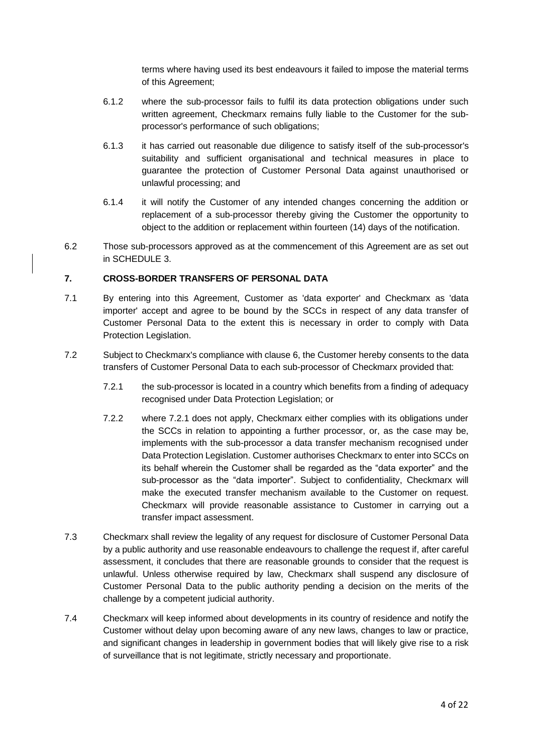terms where having used its best endeavours it failed to impose the material terms of this Agreement;

6.1.2 where the sub-processor fails to fulfil its data protection obligations under such written agreement, Checkmarx remains fully liable to the Customer for the sub-processor's performance of such obligations;

6.1.3 it has carried out reasonable due diligence to satisfy itself of the sub-processor's suitability and sufficient organisational and technical measures in place to guarantee the protection of Customer Personal Data against unauthorised or unlawful processing; and

6.1.4 it will notify the Customer of any intended changes concerning the addition or replacement of a sub-processor thereby giving the Customer the opportunity to object to the addition or replacement within fourteen (14) days of the notification.

6.2 Those sub-processors approved as at the commencement of this Agreement are as set out in SCHEDULE 3.

## 7. CROSS-BORDER TRANSFERS OF PERSONAL DATA

7.1 By entering into this Agreement, Customer as 'data exporter' and Checkmarx as 'data importer' accept and agree to be bound by the SCCs in respect of any data transfer of Customer Personal Data to the extent this is necessary in order to comply with Data Protection Legislation.

7.2 Subject to Checkmarx's compliance with clause 6, the Customer hereby consents to the data transfers of Customer Personal Data to each sub-processor of Checkmarx provided that:

7.2.1 the sub-processor is located in a country which benefits from a finding of adequacy recognised under Data Protection Legislation; or

7.2.2 where 7.2.1 does not apply, Checkmarx either complies with its obligations under the SCCs in relation to appointing a further processor, or, as the case may be, implements with the sub-processor a data transfer mechanism recognised under Data Protection Legislation. Customer authorises Checkmarx to enter into SCCs on its behalf wherein the Customer shall be regarded as the "data exporter" and the sub-processor as the "data importer". Subject to confidentiality, Checkmarx will make the executed transfer mechanism available to the Customer on request. Checkmarx will provide reasonable assistance to Customer in carrying out a transfer impact assessment.

7.3 Checkmarx shall review the legality of any request for disclosure of Customer Personal Data by a public authority and use reasonable endeavours to challenge the request if, after careful assessment, it concludes that there are reasonable grounds to consider that the request is unlawful. Unless otherwise required by law, Checkmarx shall suspend any disclosure of Customer Personal Data to the public authority pending a decision on the merits of the challenge by a competent judicial authority.

7.4 Checkmarx will keep informed about developments in its country of residence and notify the Customer without delay upon becoming aware of any new laws, changes to law or practice, and significant changes in leadership in government bodies that will likely give rise to a risk of surveillance that is not legitimate, strictly necessary and proportionate.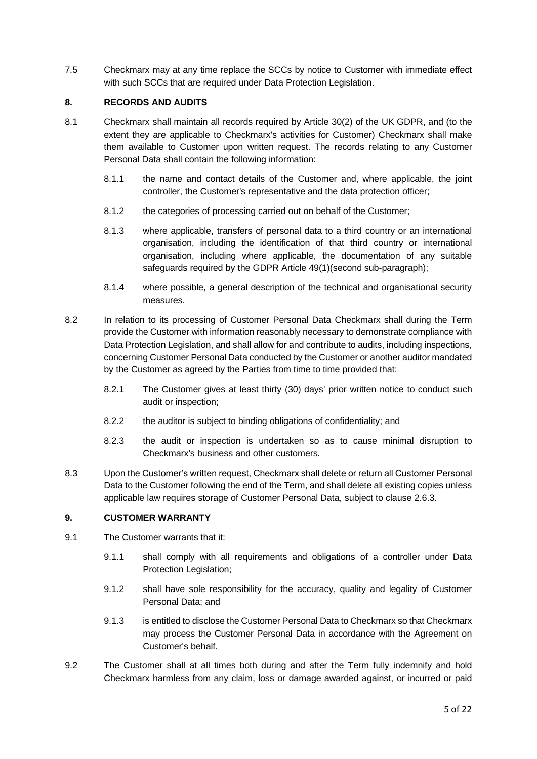7.5 Checkmarx may at any time replace the SCCs by notice to Customer with immediate effect with such SCCs that are required under Data Protection Legislation.

## 8. RECORDS AND AUDITS

8.1 Checkmarx shall maintain all records required by Article 30(2) of the UK GDPR, and (to the extent they are applicable to Checkmarx's activities for Customer) Checkmarx shall make them available to Customer upon written request. The records relating to any Customer Personal Data shall contain the following information:

8.1.1 the name and contact details of the Customer and, where applicable, the joint controller, the Customer's representative and the data protection officer;

8.1.2 the categories of processing carried out on behalf of the Customer;

8.1.3 where applicable, transfers of personal data to a third country or an international organisation, including the identification of that third country or international organisation, including where applicable, the documentation of any suitable safeguards required by the GDPR Article 49(1)(second sub-paragraph);

8.1.4 where possible, a general description of the technical and organisational security measures.

8.2 In relation to its processing of Customer Personal Data Checkmarx shall during the Term provide the Customer with information reasonably necessary to demonstrate compliance with Data Protection Legislation, and shall allow for and contribute to audits, including inspections, concerning Customer Personal Data conducted by the Customer or another auditor mandated by the Customer as agreed by the Parties from time to time provided that:

8.2.1 The Customer gives at least thirty (30) days' prior written notice to conduct such audit or inspection;

8.2.2 the auditor is subject to binding obligations of confidentiality; and

8.2.3 the audit or inspection is undertaken so as to cause minimal disruption to Checkmarx's business and other customers.

8.3 Upon the Customer's written request, Checkmarx shall delete or return all Customer Personal Data to the Customer following the end of the Term, and shall delete all existing copies unless applicable law requires storage of Customer Personal Data, subject to clause 2.6.3.

## 9. CUSTOMER WARRANTY

9.1 The Customer warrants that it:

9.1.1 shall comply with all requirements and obligations of a controller under Data Protection Legislation;

9.1.2 shall have sole responsibility for the accuracy, quality and legality of Customer Personal Data; and

9.1.3 is entitled to disclose the Customer Personal Data to Checkmarx so that Checkmarx may process the Customer Personal Data in accordance with the Agreement on Customer's behalf.

9.2 The Customer shall at all times both during and after the Term fully indemnify and hold Checkmarx harmless from any claim, loss or damage awarded against, or incurred or paid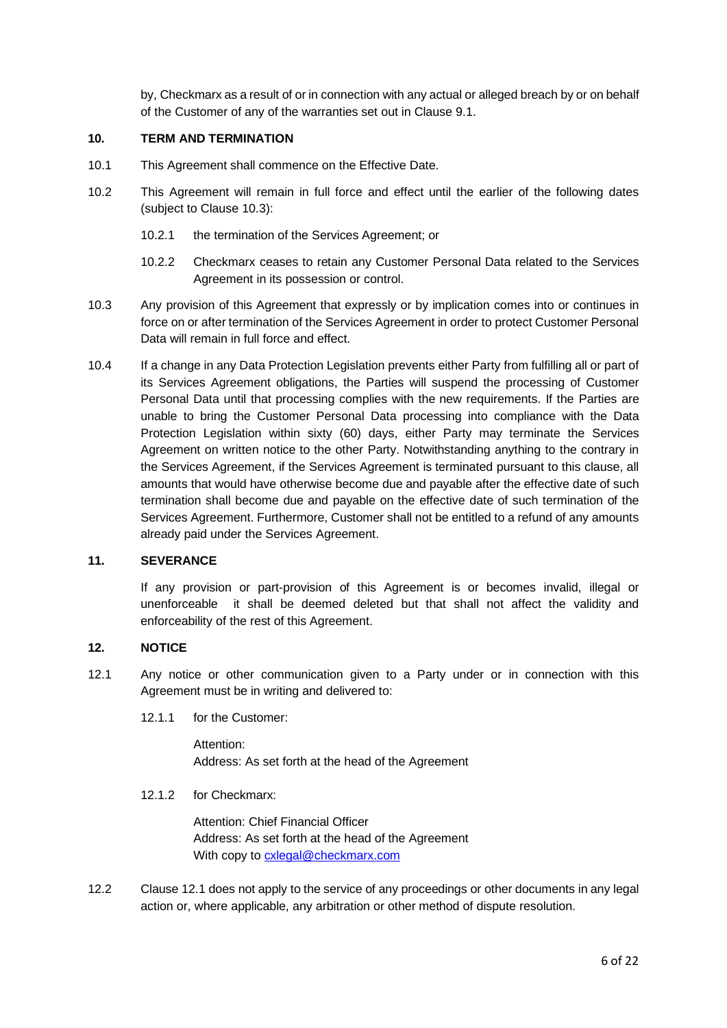by, Checkmarx as a result of or in connection with any actual or alleged breach by or on behalf of the Customer of any of the warranties set out in Clause 9.1.

## 10. TERM AND TERMINATION

10.1 This Agreement shall commence on the Effective Date.

10.2 This Agreement will remain in full force and effect until the earlier of the following dates (subject to Clause 10.3):

10.2.1 the termination of the Services Agreement; or

10.2.2 Checkmarx ceases to retain any Customer Personal Data related to the Services Agreement in its possession or control.

10.3 Any provision of this Agreement that expressly or by implication comes into or continues in force on or after termination of the Services Agreement in order to protect Customer Personal Data will remain in full force and effect.

10.4 If a change in any Data Protection Legislation prevents either Party from fulfilling all or part of its Services Agreement obligations, the Parties will suspend the processing of Customer Personal Data until that processing complies with the new requirements. If the Parties are unable to bring the Customer Personal Data processing into compliance with the Data Protection Legislation within sixty (60) days, either Party may terminate the Services Agreement on written notice to the other Party. Notwithstanding anything to the contrary in the Services Agreement, if the Services Agreement is terminated pursuant to this clause, all amounts that would have otherwise become due and payable after the effective date of such termination shall become due and payable on the effective date of such termination of the Services Agreement. Furthermore, Customer shall not be entitled to a refund of any amounts already paid under the Services Agreement.

## 11. SEVERANCE

If any provision or part-provision of this Agreement is or becomes invalid, illegal or unenforceable it shall be deemed deleted but that shall not affect the validity and enforceability of the rest of this Agreement.

## 12. NOTICE

12.1 Any notice or other communication given to a Party under or in connection with this Agreement must be in writing and delivered to:

12.1.1 for the Customer:

Attention:
Address: As set forth at the head of the Agreement

12.1.2 for Checkmarx:

Attention: Chief Financial Officer
Address: As set forth at the head of the Agreement
With copy to cxlegal@checkmarx.com

12.2 Clause 12.1 does not apply to the service of any proceedings or other documents in any legal action or, where applicable, any arbitration or other method of dispute resolution.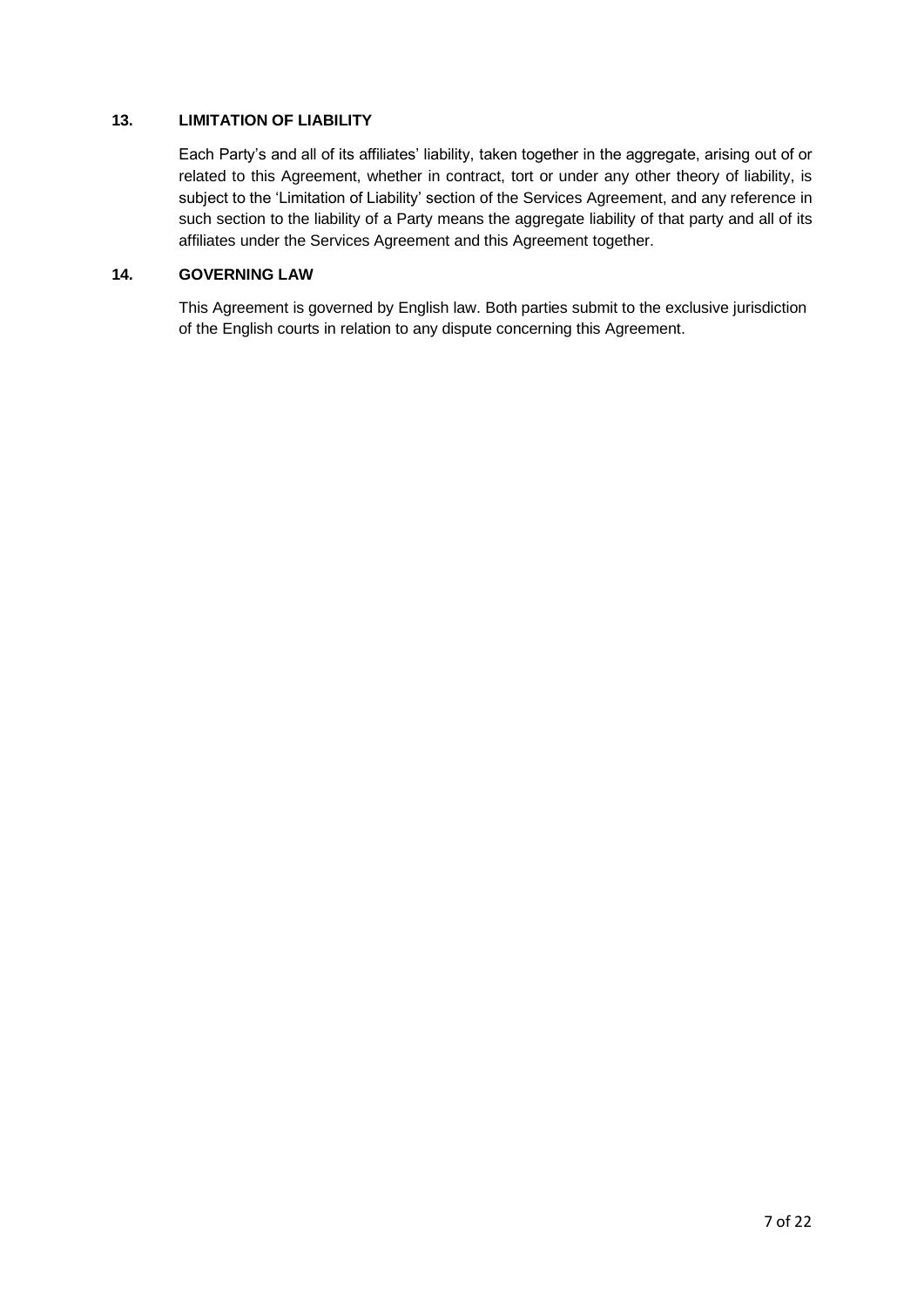## 13. LIMITATION OF LIABILITY

Each Party's and all of its affiliates' liability, taken together in the aggregate, arising out of or related to this Agreement, whether in contract, tort or under any other theory of liability, is subject to the 'Limitation of Liability' section of the Services Agreement, and any reference in such section to the liability of a Party means the aggregate liability of that party and all of its affiliates under the Services Agreement and this Agreement together.

## 14. GOVERNING LAW

This Agreement is governed by English law. Both parties submit to the exclusive jurisdiction of the English courts in relation to any dispute concerning this Agreement.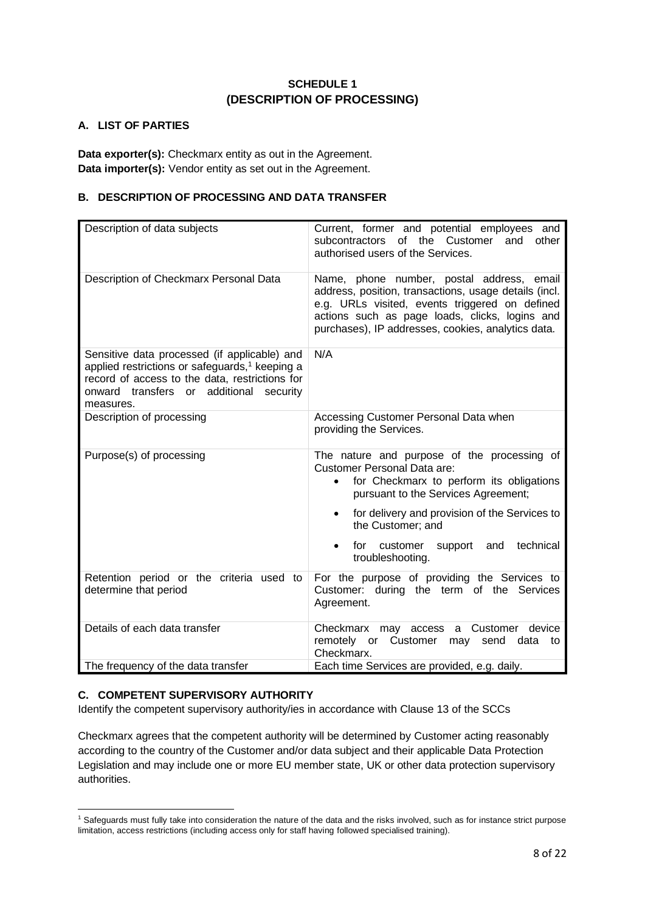# SCHEDULE 1
# (DESCRIPTION OF PROCESSING)

## A. LIST OF PARTIES

**Data exporter(s):** Checkmarx entity as out in the Agreement.
**Data importer(s):** Vendor entity as set out in the Agreement.

## B. DESCRIPTION OF PROCESSING AND DATA TRANSFER

| | |
|---|---|
| Description of data subjects | Current, former and potential employees and subcontractors of the Customer and other authorised users of the Services. |
| Description of Checkmarx Personal Data | Name, phone number, postal address, email address, position, transactions, usage details (incl. e.g. URLs visited, events triggered on defined actions such as page loads, clicks, logins and purchases), IP addresses, cookies, analytics data. |
| Sensitive data processed (if applicable) and applied restrictions or safeguards,[1] keeping a record of access to the data, restrictions for onward transfers or additional security measures. | N/A |
| Description of processing | Accessing Customer Personal Data when providing the Services. |
| Purpose(s) of processing | The nature and purpose of the processing of Customer Personal Data are: <br>• for Checkmarx to perform its obligations pursuant to the Services Agreement; <br>• for delivery and provision of the Services to the Customer; and <br>• for customer support and technical troubleshooting. |
| Retention period or the criteria used to determine that period | For the purpose of providing the Services to Customer: during the term of the Services Agreement. |
| Details of each data transfer | Checkmarx may access a Customer device remotely or Customer may send data to Checkmarx. |
| The frequency of the data transfer | Each time Services are provided, e.g. daily. |

## C. COMPETENT SUPERVISORY AUTHORITY

Identify the competent supervisory authority/ies in accordance with Clause 13 of the SCCs

Checkmarx agrees that the competent authority will be determined by Customer acting reasonably according to the country of the Customer and/or data subject and their applicable Data Protection Legislation and may include one or more EU member state, UK or other data protection supervisory authorities.

[1] Safeguards must fully take into consideration the nature of the data and the risks involved, such as for instance strict purpose limitation, access restrictions (including access only for staff having followed specialised training).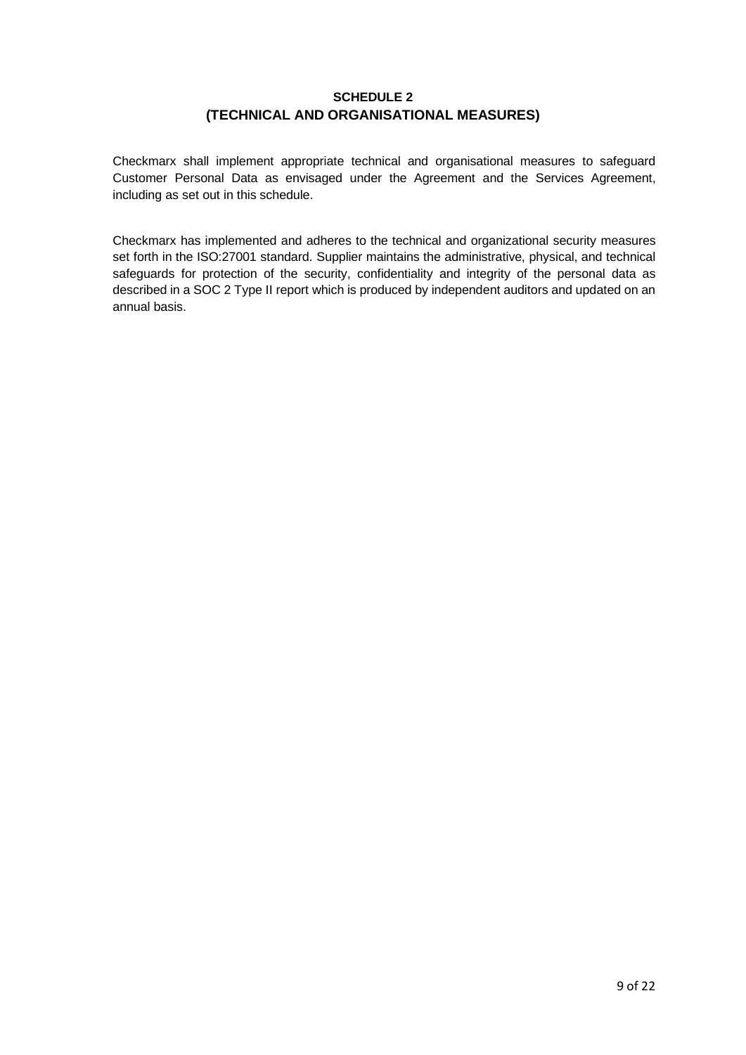## SCHEDULE 2
## (TECHNICAL AND ORGANISATIONAL MEASURES)

Checkmarx shall implement appropriate technical and organisational measures to safeguard Customer Personal Data as envisaged under the Agreement and the Services Agreement, including as set out in this schedule.

Checkmarx has implemented and adheres to the technical and organizational security measures set forth in the ISO:27001 standard. Supplier maintains the administrative, physical, and technical safeguards for protection of the security, confidentiality and integrity of the personal data as described in a SOC 2 Type II report which is produced by independent auditors and updated on an annual basis.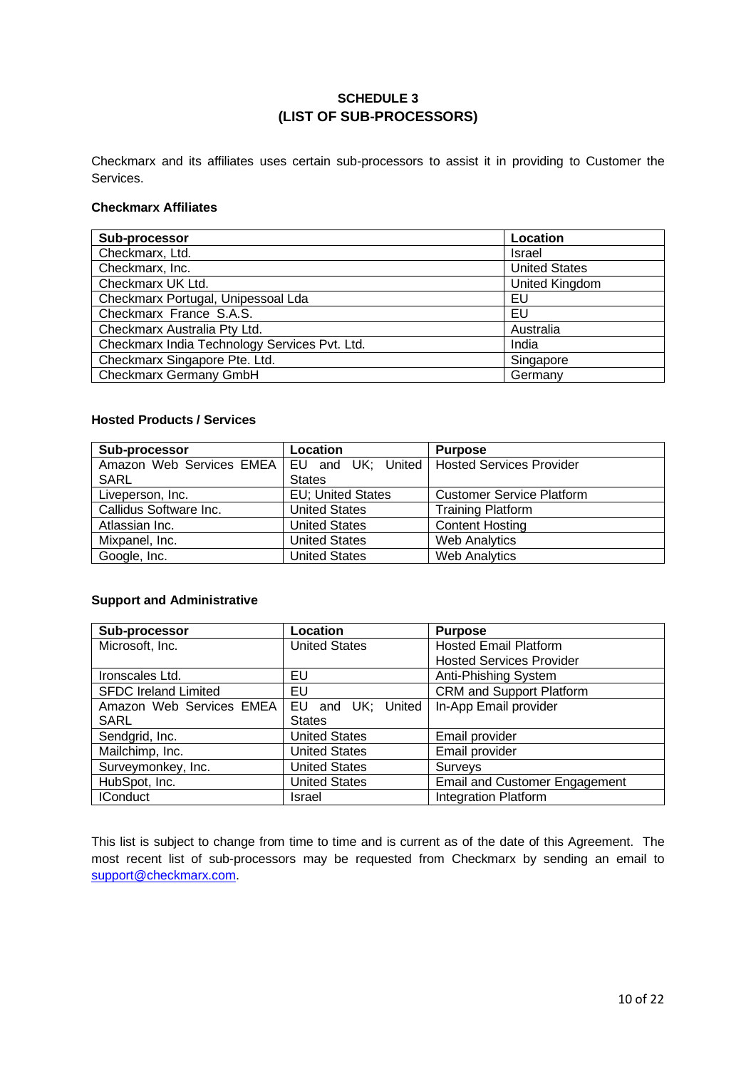## SCHEDULE 3
## (LIST OF SUB-PROCESSORS)

Checkmarx and its affiliates uses certain sub-processors to assist it in providing to Customer the Services.

**Checkmarx Affiliates**

| Sub-processor | Location |
|---|---|
| Checkmarx, Ltd. | Israel |
| Checkmarx, Inc. | United States |
| Checkmarx UK Ltd. | United Kingdom |
| Checkmarx Portugal, Unipessoal Lda | EU |
| Checkmarx France S.A.S. | EU |
| Checkmarx Australia Pty Ltd. | Australia |
| Checkmarx India Technology Services Pvt. Ltd. | India |
| Checkmarx Singapore Pte. Ltd. | Singapore |
| Checkmarx Germany GmbH | Germany |

**Hosted Products / Services**

| Sub-processor | Location | Purpose |
|---|---|---|
| Amazon Web Services EMEA SARL | EU and UK; United States | Hosted Services Provider |
| Liveperson, Inc. | EU; United States | Customer Service Platform |
| Callidus Software Inc. | United States | Training Platform |
| Atlassian Inc. | United States | Content Hosting |
| Mixpanel, Inc. | United States | Web Analytics |
| Google, Inc. | United States | Web Analytics |

**Support and Administrative**

| Sub-processor | Location | Purpose |
|---|---|---|
| Microsoft, Inc. | United States | Hosted Email Platform<br>Hosted Services Provider |
| Ironscales Ltd. | EU | Anti-Phishing System |
| SFDC Ireland Limited | EU | CRM and Support Platform |
| Amazon Web Services EMEA SARL | EU and UK; United States | In-App Email provider |
| Sendgrid, Inc. | United States | Email provider |
| Mailchimp, Inc. | United States | Email provider |
| Surveymonkey, Inc. | United States | Surveys |
| HubSpot, Inc. | United States | Email and Customer Engagement |
| IConduct | Israel | Integration Platform |

This list is subject to change from time to time and is current as of the date of this Agreement. The most recent list of sub-processors may be requested from Checkmarx by sending an email to support@checkmarx.com.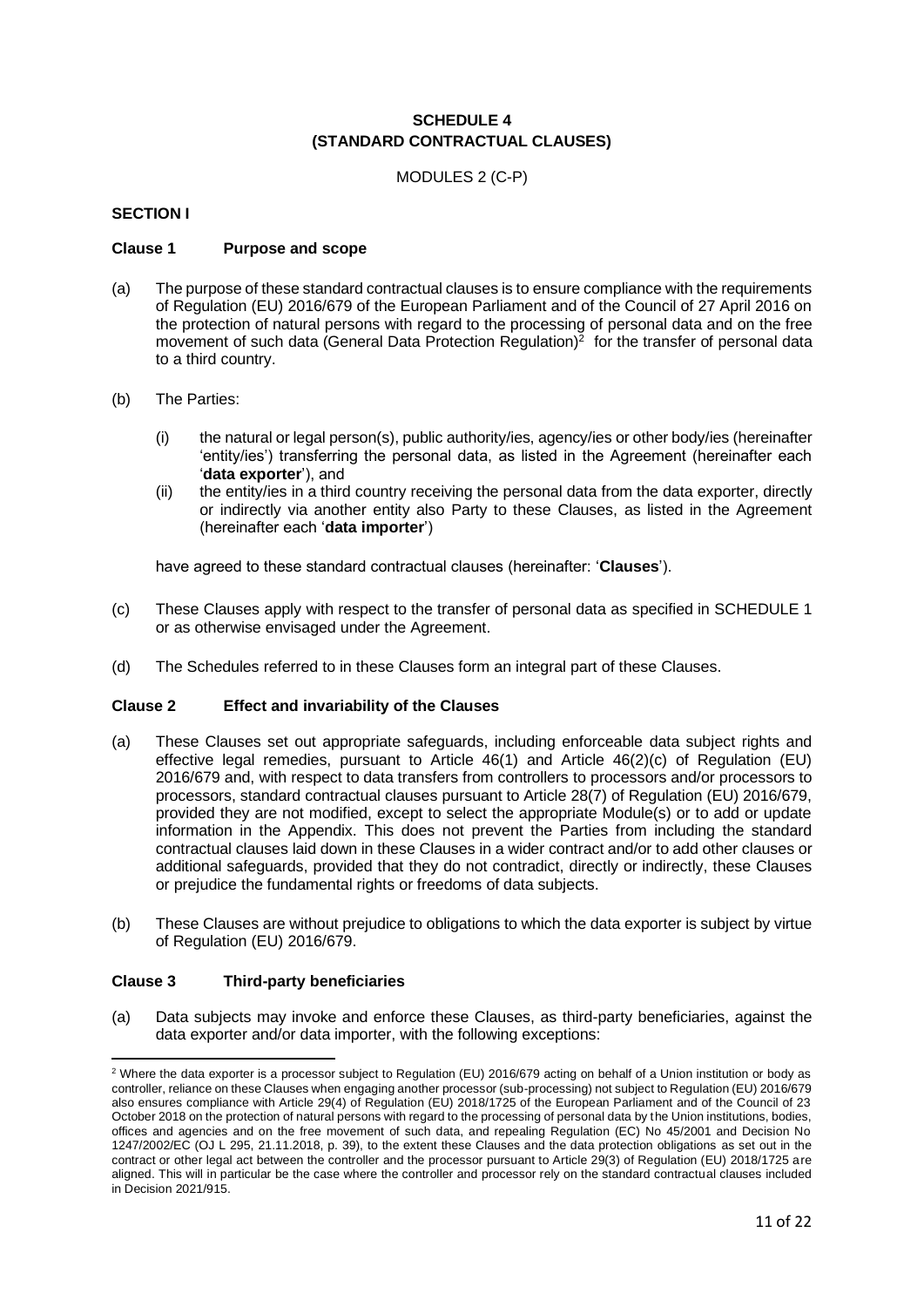## SCHEDULE 4
## (STANDARD CONTRACTUAL CLAUSES)

MODULES 2 (C-P)

### SECTION I

#### Clause 1 Purpose and scope

(a) The purpose of these standard contractual clauses is to ensure compliance with the requirements of Regulation (EU) 2016/679 of the European Parliament and of the Council of 27 April 2016 on the protection of natural persons with regard to the processing of personal data and on the free movement of such data (General Data Protection Regulation)[2] for the transfer of personal data to a third country.

(b) The Parties:

   (i) the natural or legal person(s), public authority/ies, agency/ies or other body/ies (hereinafter 'entity/ies') transferring the personal data, as listed in the Agreement (hereinafter each '**data exporter**'), and

   (ii) the entity/ies in a third country receiving the personal data from the data exporter, directly or indirectly via another entity also Party to these Clauses, as listed in the Agreement (hereinafter each '**data importer**')

   have agreed to these standard contractual clauses (hereinafter: '**Clauses**').

(c) These Clauses apply with respect to the transfer of personal data as specified in SCHEDULE 1 or as otherwise envisaged under the Agreement.

(d) The Schedules referred to in these Clauses form an integral part of these Clauses.

#### Clause 2 Effect and invariability of the Clauses

(a) These Clauses set out appropriate safeguards, including enforceable data subject rights and effective legal remedies, pursuant to Article 46(1) and Article 46(2)(c) of Regulation (EU) 2016/679 and, with respect to data transfers from controllers to processors and/or processors to processors, standard contractual clauses pursuant to Article 28(7) of Regulation (EU) 2016/679, provided they are not modified, except to select the appropriate Module(s) or to add or update information in the Appendix. This does not prevent the Parties from including the standard contractual clauses laid down in these Clauses in a wider contract and/or to add other clauses or additional safeguards, provided that they do not contradict, directly or indirectly, these Clauses or prejudice the fundamental rights or freedoms of data subjects.

(b) These Clauses are without prejudice to obligations to which the data exporter is subject by virtue of Regulation (EU) 2016/679.

#### Clause 3 Third-party beneficiaries

(a) Data subjects may invoke and enforce these Clauses, as third-party beneficiaries, against the data exporter and/or data importer, with the following exceptions:

---

[2] Where the data exporter is a processor subject to Regulation (EU) 2016/679 acting on behalf of a Union institution or body as controller, reliance on these Clauses when engaging another processor (sub-processing) not subject to Regulation (EU) 2016/679 also ensures compliance with Article 29(4) of Regulation (EU) 2018/1725 of the European Parliament and of the Council of 23 October 2018 on the protection of natural persons with regard to the processing of personal data by the Union institutions, bodies, offices and agencies and on the free movement of such data, and repealing Regulation (EC) No 45/2001 and Decision No 1247/2002/EC (OJ L 295, 21.11.2018, p. 39), to the extent these Clauses and the data protection obligations as set out in the contract or other legal act between the controller and the processor pursuant to Article 29(3) of Regulation (EU) 2018/1725 are aligned. This will in particular be the case where the controller and processor rely on the standard contractual clauses included in Decision 2021/915.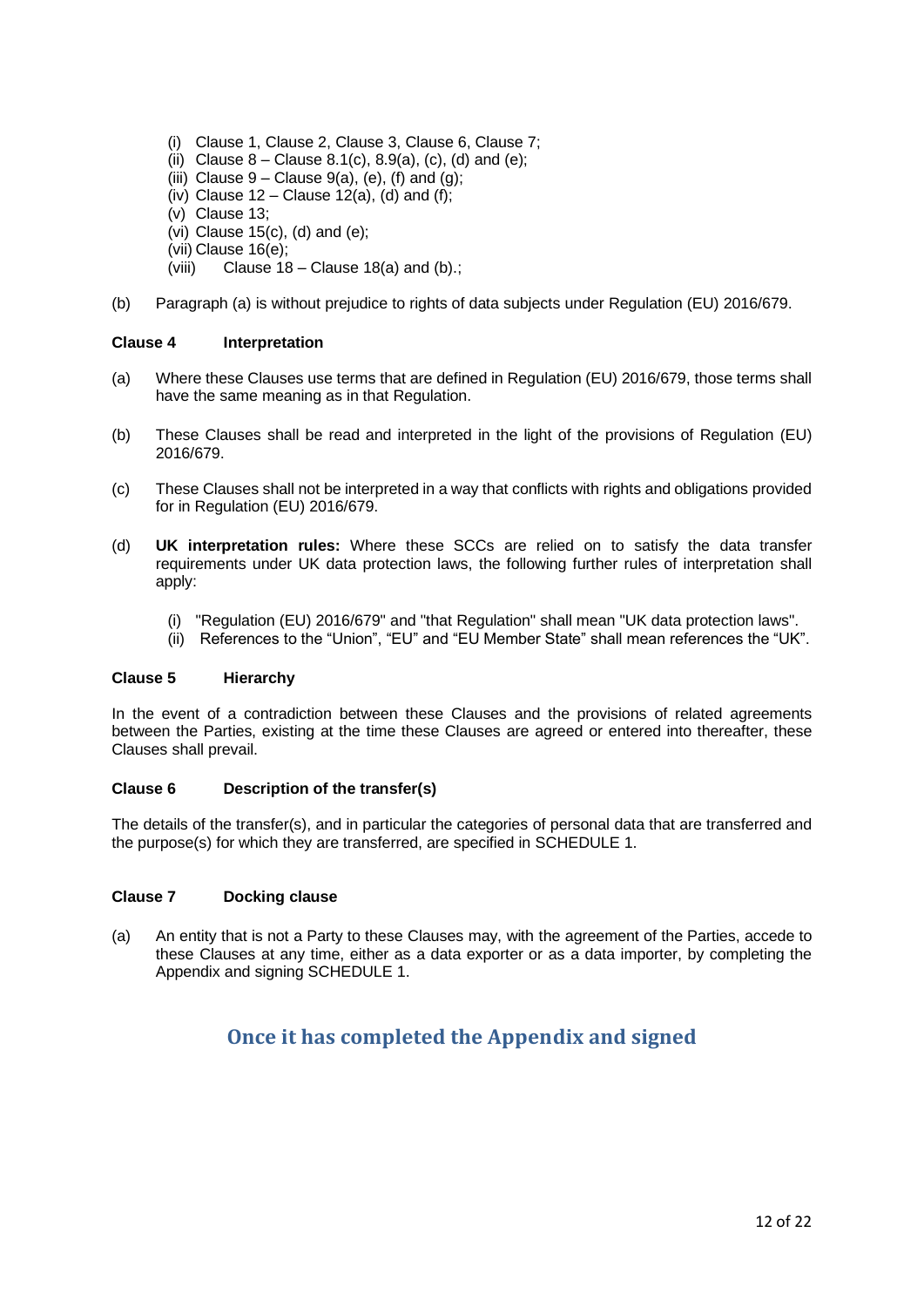(i) Clause 1, Clause 2, Clause 3, Clause 6, Clause 7;
(ii) Clause 8 – Clause 8.1(c), 8.9(a), (c), (d) and (e);
(iii) Clause 9 – Clause 9(a), (e), (f) and (g);
(iv) Clause 12 – Clause 12(a), (d) and (f);
(v) Clause 13;
(vi) Clause 15(c), (d) and (e);
(vii) Clause 16(e);
(viii) Clause 18 – Clause 18(a) and (b).;

(b) Paragraph (a) is without prejudice to rights of data subjects under Regulation (EU) 2016/679.

**Clause 4 Interpretation**

(a) Where these Clauses use terms that are defined in Regulation (EU) 2016/679, those terms shall have the same meaning as in that Regulation.

(b) These Clauses shall be read and interpreted in the light of the provisions of Regulation (EU) 2016/679.

(c) These Clauses shall not be interpreted in a way that conflicts with rights and obligations provided for in Regulation (EU) 2016/679.

(d) **UK interpretation rules:** Where these SCCs are relied on to satisfy the data transfer requirements under UK data protection laws, the following further rules of interpretation shall apply:

(i) "Regulation (EU) 2016/679" and "that Regulation" shall mean "UK data protection laws".
(ii) References to the “Union”, “EU” and “EU Member State” shall mean references the “UK”.

**Clause 5 Hierarchy**

In the event of a contradiction between these Clauses and the provisions of related agreements between the Parties, existing at the time these Clauses are agreed or entered into thereafter, these Clauses shall prevail.

**Clause 6 Description of the transfer(s)**

The details of the transfer(s), and in particular the categories of personal data that are transferred and the purpose(s) for which they are transferred, are specified in SCHEDULE 1.

**Clause 7 Docking clause**

(a) An entity that is not a Party to these Clauses may, with the agreement of the Parties, accede to these Clauses at any time, either as a data exporter or as a data importer, by completing the Appendix and signing SCHEDULE 1.

## Once it has completed the Appendix and signed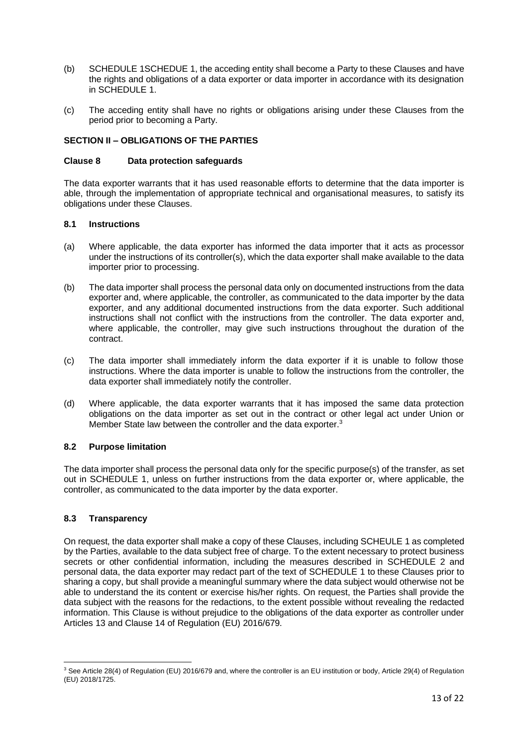(b) SCHEDULE 1SCHEDUE 1, the acceding entity shall become a Party to these Clauses and have the rights and obligations of a data exporter or data importer in accordance with its designation in SCHEDULE 1.

(c) The acceding entity shall have no rights or obligations arising under these Clauses from the period prior to becoming a Party.

**SECTION II – OBLIGATIONS OF THE PARTIES**

**Clause 8 Data protection safeguards**

The data exporter warrants that it has used reasonable efforts to determine that the data importer is able, through the implementation of appropriate technical and organisational measures, to satisfy its obligations under these Clauses.

**8.1 Instructions**

(a) Where applicable, the data exporter has informed the data importer that it acts as processor under the instructions of its controller(s), which the data exporter shall make available to the data importer prior to processing.

(b) The data importer shall process the personal data only on documented instructions from the data exporter and, where applicable, the controller, as communicated to the data importer by the data exporter, and any additional documented instructions from the data exporter. Such additional instructions shall not conflict with the instructions from the controller. The data exporter and, where applicable, the controller, may give such instructions throughout the duration of the contract.

(c) The data importer shall immediately inform the data exporter if it is unable to follow those instructions. Where the data importer is unable to follow the instructions from the controller, the data exporter shall immediately notify the controller.

(d) Where applicable, the data exporter warrants that it has imposed the same data protection obligations on the data importer as set out in the contract or other legal act under Union or Member State law between the controller and the data exporter.[3]

**8.2 Purpose limitation**

The data importer shall process the personal data only for the specific purpose(s) of the transfer, as set out in SCHEDULE 1, unless on further instructions from the data exporter or, where applicable, the controller, as communicated to the data importer by the data exporter.

**8.3 Transparency**

On request, the data exporter shall make a copy of these Clauses, including SCHEULE 1 as completed by the Parties, available to the data subject free of charge. To the extent necessary to protect business secrets or other confidential information, including the measures described in SCHEDULE 2 and personal data, the data exporter may redact part of the text of SCHEDULE 1 to these Clauses prior to sharing a copy, but shall provide a meaningful summary where the data subject would otherwise not be able to understand the its content or exercise his/her rights. On request, the Parties shall provide the data subject with the reasons for the redactions, to the extent possible without revealing the redacted information. This Clause is without prejudice to the obligations of the data exporter as controller under Articles 13 and Clause 14 of Regulation (EU) 2016/679.

[3] See Article 28(4) of Regulation (EU) 2016/679 and, where the controller is an EU institution or body, Article 29(4) of Regulation (EU) 2018/1725.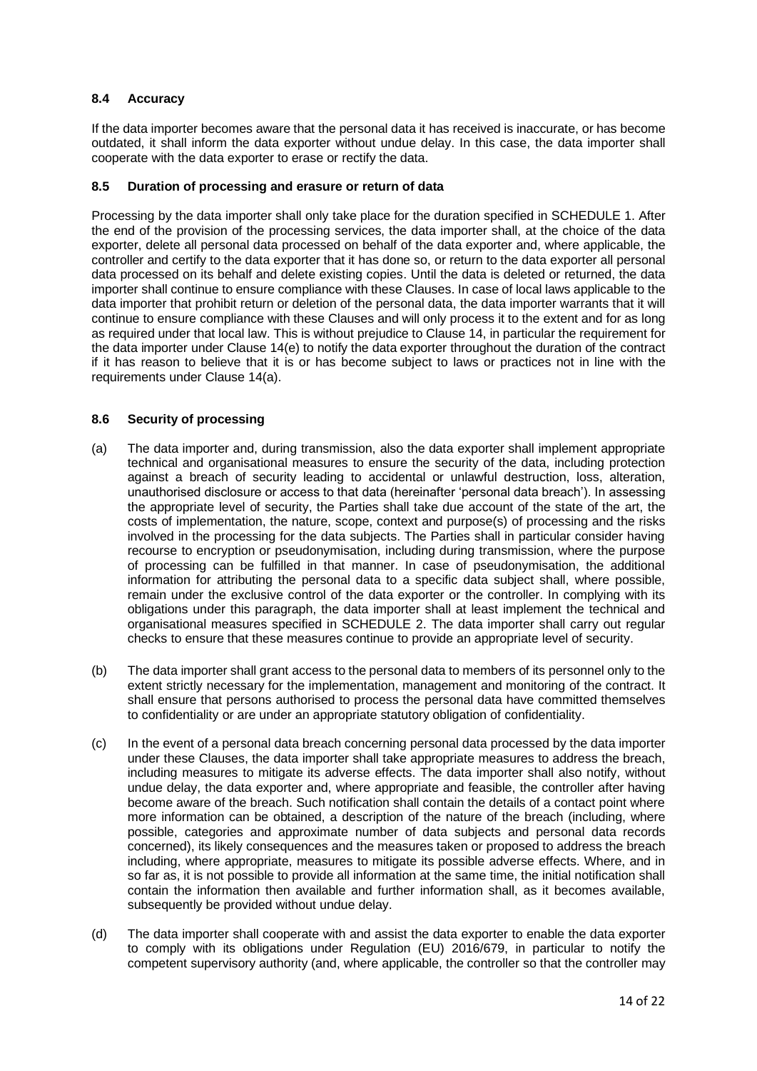### 8.4 Accuracy

If the data importer becomes aware that the personal data it has received is inaccurate, or has become outdated, it shall inform the data exporter without undue delay. In this case, the data importer shall cooperate with the data exporter to erase or rectify the data.

### 8.5 Duration of processing and erasure or return of data

Processing by the data importer shall only take place for the duration specified in SCHEDULE 1. After the end of the provision of the processing services, the data importer shall, at the choice of the data exporter, delete all personal data processed on behalf of the data exporter and, where applicable, the controller and certify to the data exporter that it has done so, or return to the data exporter all personal data processed on its behalf and delete existing copies. Until the data is deleted or returned, the data importer shall continue to ensure compliance with these Clauses. In case of local laws applicable to the data importer that prohibit return or deletion of the personal data, the data importer warrants that it will continue to ensure compliance with these Clauses and will only process it to the extent and for as long as required under that local law. This is without prejudice to Clause 14, in particular the requirement for the data importer under Clause 14(e) to notify the data exporter throughout the duration of the contract if it has reason to believe that it is or has become subject to laws or practices not in line with the requirements under Clause 14(a).

### 8.6 Security of processing

(a) The data importer and, during transmission, also the data exporter shall implement appropriate technical and organisational measures to ensure the security of the data, including protection against a breach of security leading to accidental or unlawful destruction, loss, alteration, unauthorised disclosure or access to that data (hereinafter 'personal data breach'). In assessing the appropriate level of security, the Parties shall take due account of the state of the art, the costs of implementation, the nature, scope, context and purpose(s) of processing and the risks involved in the processing for the data subjects. The Parties shall in particular consider having recourse to encryption or pseudonymisation, including during transmission, where the purpose of processing can be fulfilled in that manner. In case of pseudonymisation, the additional information for attributing the personal data to a specific data subject shall, where possible, remain under the exclusive control of the data exporter or the controller. In complying with its obligations under this paragraph, the data importer shall at least implement the technical and organisational measures specified in SCHEDULE 2. The data importer shall carry out regular checks to ensure that these measures continue to provide an appropriate level of security.

(b) The data importer shall grant access to the personal data to members of its personnel only to the extent strictly necessary for the implementation, management and monitoring of the contract. It shall ensure that persons authorised to process the personal data have committed themselves to confidentiality or are under an appropriate statutory obligation of confidentiality.

(c) In the event of a personal data breach concerning personal data processed by the data importer under these Clauses, the data importer shall take appropriate measures to address the breach, including measures to mitigate its adverse effects. The data importer shall also notify, without undue delay, the data exporter and, where appropriate and feasible, the controller after having become aware of the breach. Such notification shall contain the details of a contact point where more information can be obtained, a description of the nature of the breach (including, where possible, categories and approximate number of data subjects and personal data records concerned), its likely consequences and the measures taken or proposed to address the breach including, where appropriate, measures to mitigate its possible adverse effects. Where, and in so far as, it is not possible to provide all information at the same time, the initial notification shall contain the information then available and further information shall, as it becomes available, subsequently be provided without undue delay.

(d) The data importer shall cooperate with and assist the data exporter to enable the data exporter to comply with its obligations under Regulation (EU) 2016/679, in particular to notify the competent supervisory authority (and, where applicable, the controller so that the controller may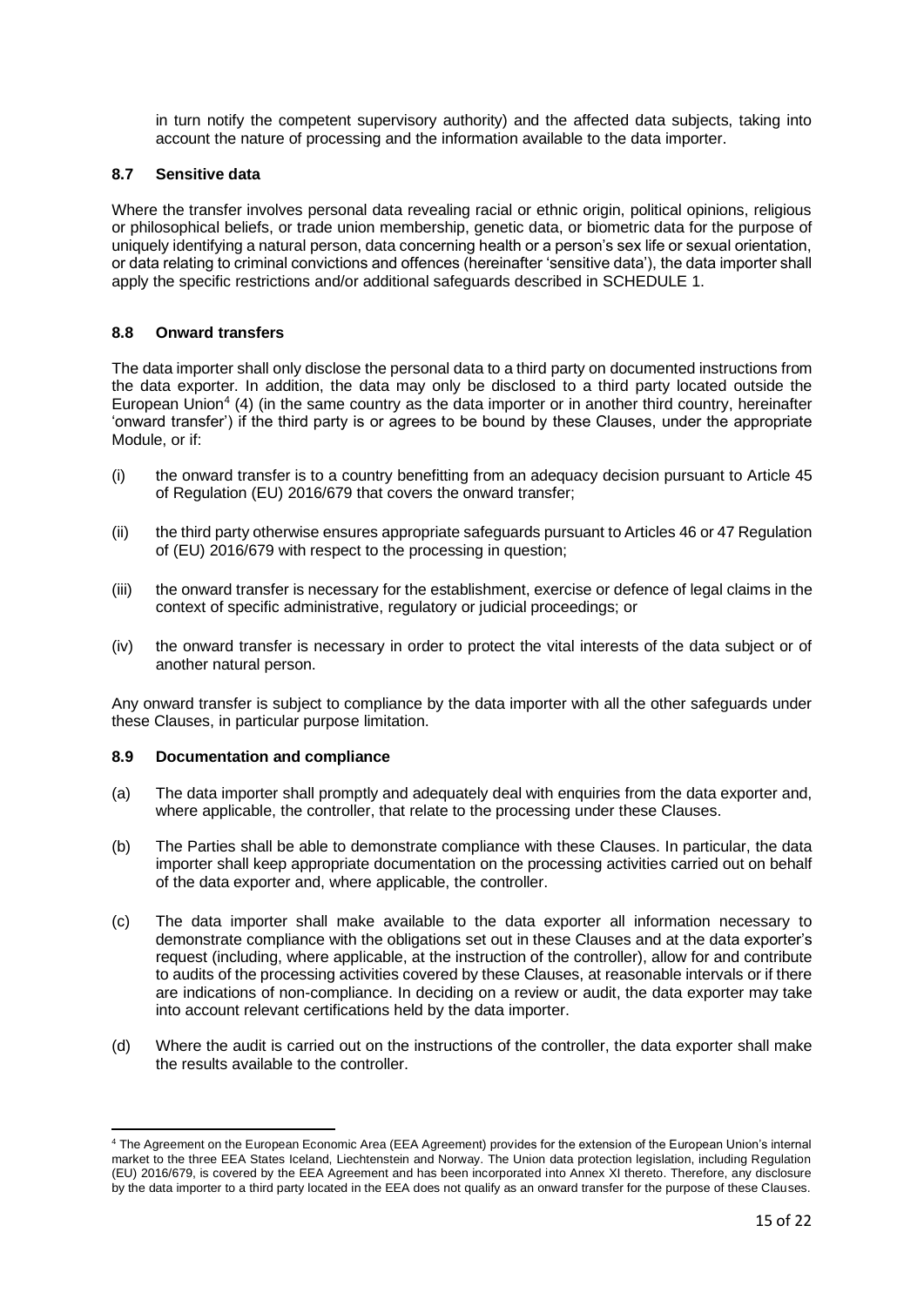in turn notify the competent supervisory authority) and the affected data subjects, taking into account the nature of processing and the information available to the data importer.

### 8.7 Sensitive data

Where the transfer involves personal data revealing racial or ethnic origin, political opinions, religious or philosophical beliefs, or trade union membership, genetic data, or biometric data for the purpose of uniquely identifying a natural person, data concerning health or a person's sex life or sexual orientation, or data relating to criminal convictions and offences (hereinafter 'sensitive data'), the data importer shall apply the specific restrictions and/or additional safeguards described in SCHEDULE 1.

### 8.8 Onward transfers

The data importer shall only disclose the personal data to a third party on documented instructions from the data exporter. In addition, the data may only be disclosed to a third party located outside the European Union[4] (4) (in the same country as the data importer or in another third country, hereinafter 'onward transfer') if the third party is or agrees to be bound by these Clauses, under the appropriate Module, or if:

(i) the onward transfer is to a country benefitting from an adequacy decision pursuant to Article 45 of Regulation (EU) 2016/679 that covers the onward transfer;

(ii) the third party otherwise ensures appropriate safeguards pursuant to Articles 46 or 47 Regulation of (EU) 2016/679 with respect to the processing in question;

(iii) the onward transfer is necessary for the establishment, exercise or defence of legal claims in the context of specific administrative, regulatory or judicial proceedings; or

(iv) the onward transfer is necessary in order to protect the vital interests of the data subject or of another natural person.

Any onward transfer is subject to compliance by the data importer with all the other safeguards under these Clauses, in particular purpose limitation.

### 8.9 Documentation and compliance

(a) The data importer shall promptly and adequately deal with enquiries from the data exporter and, where applicable, the controller, that relate to the processing under these Clauses.

(b) The Parties shall be able to demonstrate compliance with these Clauses. In particular, the data importer shall keep appropriate documentation on the processing activities carried out on behalf of the data exporter and, where applicable, the controller.

(c) The data importer shall make available to the data exporter all information necessary to demonstrate compliance with the obligations set out in these Clauses and at the data exporter's request (including, where applicable, at the instruction of the controller), allow for and contribute to audits of the processing activities covered by these Clauses, at reasonable intervals or if there are indications of non-compliance. In deciding on a review or audit, the data exporter may take into account relevant certifications held by the data importer.

(d) Where the audit is carried out on the instructions of the controller, the data exporter shall make the results available to the controller.

---

[4] The Agreement on the European Economic Area (EEA Agreement) provides for the extension of the European Union's internal market to the three EEA States Iceland, Liechtenstein and Norway. The Union data protection legislation, including Regulation (EU) 2016/679, is covered by the EEA Agreement and has been incorporated into Annex XI thereto. Therefore, any disclosure by the data importer to a third party located in the EEA does not qualify as an onward transfer for the purpose of these Clauses.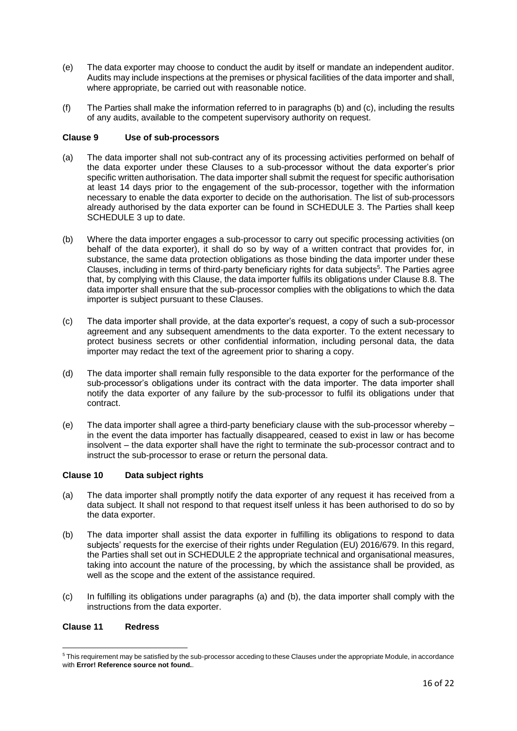(e) The data exporter may choose to conduct the audit by itself or mandate an independent auditor. Audits may include inspections at the premises or physical facilities of the data importer and shall, where appropriate, be carried out with reasonable notice.

(f) The Parties shall make the information referred to in paragraphs (b) and (c), including the results of any audits, available to the competent supervisory authority on request.

**Clause 9 Use of sub-processors**

(a) The data importer shall not sub-contract any of its processing activities performed on behalf of the data exporter under these Clauses to a sub-processor without the data exporter's prior specific written authorisation. The data importer shall submit the request for specific authorisation at least 14 days prior to the engagement of the sub-processor, together with the information necessary to enable the data exporter to decide on the authorisation. The list of sub-processors already authorised by the data exporter can be found in SCHEDULE 3. The Parties shall keep SCHEDULE 3 up to date.

(b) Where the data importer engages a sub-processor to carry out specific processing activities (on behalf of the data exporter), it shall do so by way of a written contract that provides for, in substance, the same data protection obligations as those binding the data importer under these Clauses, including in terms of third-party beneficiary rights for data subjects[5]. The Parties agree that, by complying with this Clause, the data importer fulfils its obligations under Clause 8.8. The data importer shall ensure that the sub-processor complies with the obligations to which the data importer is subject pursuant to these Clauses.

(c) The data importer shall provide, at the data exporter's request, a copy of such a sub-processor agreement and any subsequent amendments to the data exporter. To the extent necessary to protect business secrets or other confidential information, including personal data, the data importer may redact the text of the agreement prior to sharing a copy.

(d) The data importer shall remain fully responsible to the data exporter for the performance of the sub-processor's obligations under its contract with the data importer. The data importer shall notify the data exporter of any failure by the sub-processor to fulfil its obligations under that contract.

(e) The data importer shall agree a third-party beneficiary clause with the sub-processor whereby – in the event the data importer has factually disappeared, ceased to exist in law or has become insolvent – the data exporter shall have the right to terminate the sub-processor contract and to instruct the sub-processor to erase or return the personal data.

**Clause 10 Data subject rights**

(a) The data importer shall promptly notify the data exporter of any request it has received from a data subject. It shall not respond to that request itself unless it has been authorised to do so by the data exporter.

(b) The data importer shall assist the data exporter in fulfilling its obligations to respond to data subjects' requests for the exercise of their rights under Regulation (EU) 2016/679. In this regard, the Parties shall set out in SCHEDULE 2 the appropriate technical and organisational measures, taking into account the nature of the processing, by which the assistance shall be provided, as well as the scope and the extent of the assistance required.

(c) In fulfilling its obligations under paragraphs (a) and (b), the data importer shall comply with the instructions from the data exporter.

**Clause 11 Redress**

[5] This requirement may be satisfied by the sub-processor acceding to these Clauses under the appropriate Module, in accordance with **Error! Reference source not found.**.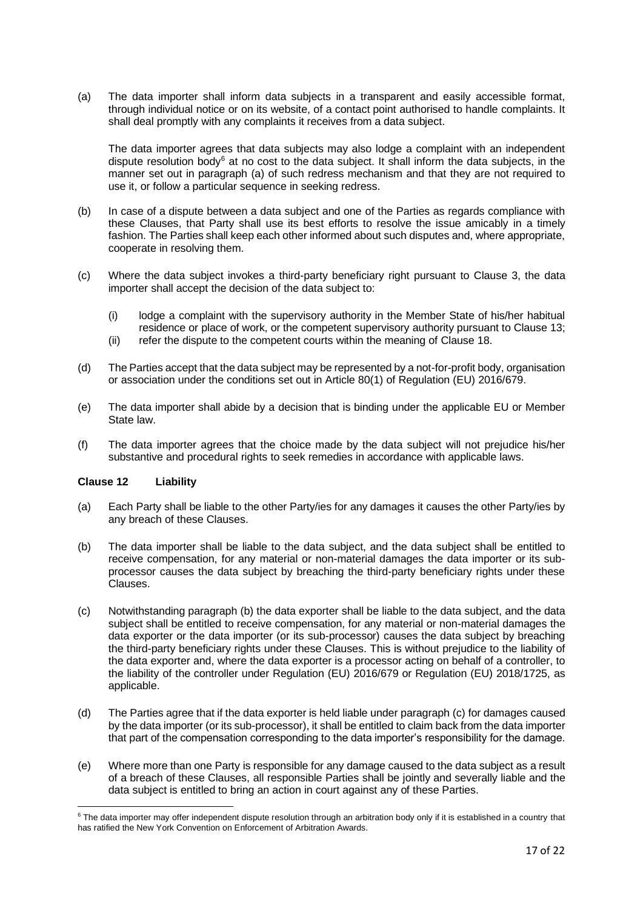(a) The data importer shall inform data subjects in a transparent and easily accessible format, through individual notice or on its website, of a contact point authorised to handle complaints. It shall deal promptly with any complaints it receives from a data subject.

The data importer agrees that data subjects may also lodge a complaint with an independent dispute resolution body[6] at no cost to the data subject. It shall inform the data subjects, in the manner set out in paragraph (a) of such redress mechanism and that they are not required to use it, or follow a particular sequence in seeking redress.

(b) In case of a dispute between a data subject and one of the Parties as regards compliance with these Clauses, that Party shall use its best efforts to resolve the issue amicably in a timely fashion. The Parties shall keep each other informed about such disputes and, where appropriate, cooperate in resolving them.

(c) Where the data subject invokes a third-party beneficiary right pursuant to Clause 3, the data importer shall accept the decision of the data subject to:

(i) lodge a complaint with the supervisory authority in the Member State of his/her habitual residence or place of work, or the competent supervisory authority pursuant to Clause 13;

(ii) refer the dispute to the competent courts within the meaning of Clause 18.

(d) The Parties accept that the data subject may be represented by a not-for-profit body, organisation or association under the conditions set out in Article 80(1) of Regulation (EU) 2016/679.

(e) The data importer shall abide by a decision that is binding under the applicable EU or Member State law.

(f) The data importer agrees that the choice made by the data subject will not prejudice his/her substantive and procedural rights to seek remedies in accordance with applicable laws.

**Clause 12 Liability**

(a) Each Party shall be liable to the other Party/ies for any damages it causes the other Party/ies by any breach of these Clauses.

(b) The data importer shall be liable to the data subject, and the data subject shall be entitled to receive compensation, for any material or non-material damages the data importer or its sub-processor causes the data subject by breaching the third-party beneficiary rights under these Clauses.

(c) Notwithstanding paragraph (b) the data exporter shall be liable to the data subject, and the data subject shall be entitled to receive compensation, for any material or non-material damages the data exporter or the data importer (or its sub-processor) causes the data subject by breaching the third-party beneficiary rights under these Clauses. This is without prejudice to the liability of the data exporter and, where the data exporter is a processor acting on behalf of a controller, to the liability of the controller under Regulation (EU) 2016/679 or Regulation (EU) 2018/1725, as applicable.

(d) The Parties agree that if the data exporter is held liable under paragraph (c) for damages caused by the data importer (or its sub-processor), it shall be entitled to claim back from the data importer that part of the compensation corresponding to the data importer's responsibility for the damage.

(e) Where more than one Party is responsible for any damage caused to the data subject as a result of a breach of these Clauses, all responsible Parties shall be jointly and severally liable and the data subject is entitled to bring an action in court against any of these Parties.

[6] The data importer may offer independent dispute resolution through an arbitration body only if it is established in a country that has ratified the New York Convention on Enforcement of Arbitration Awards.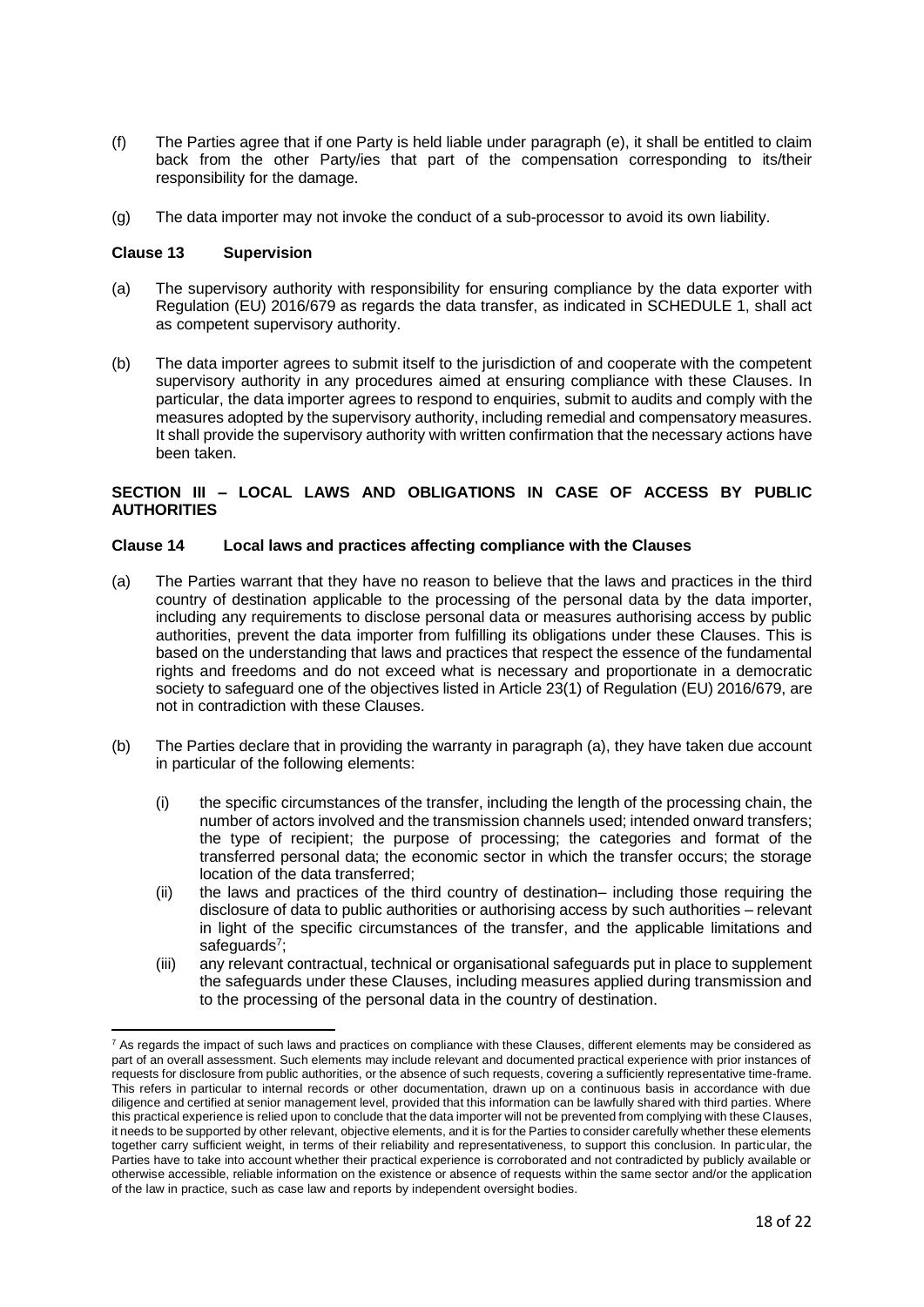(f) The Parties agree that if one Party is held liable under paragraph (e), it shall be entitled to claim back from the other Party/ies that part of the compensation corresponding to its/their responsibility for the damage.

(g) The data importer may not invoke the conduct of a sub-processor to avoid its own liability.

### Clause 13 Supervision

(a) The supervisory authority with responsibility for ensuring compliance by the data exporter with Regulation (EU) 2016/679 as regards the data transfer, as indicated in SCHEDULE 1, shall act as competent supervisory authority.

(b) The data importer agrees to submit itself to the jurisdiction of and cooperate with the competent supervisory authority in any procedures aimed at ensuring compliance with these Clauses. In particular, the data importer agrees to respond to enquiries, submit to audits and comply with the measures adopted by the supervisory authority, including remedial and compensatory measures. It shall provide the supervisory authority with written confirmation that the necessary actions have been taken.

## SECTION III – LOCAL LAWS AND OBLIGATIONS IN CASE OF ACCESS BY PUBLIC AUTHORITIES

### Clause 14 Local laws and practices affecting compliance with the Clauses

(a) The Parties warrant that they have no reason to believe that the laws and practices in the third country of destination applicable to the processing of the personal data by the data importer, including any requirements to disclose personal data or measures authorising access by public authorities, prevent the data importer from fulfilling its obligations under these Clauses. This is based on the understanding that laws and practices that respect the essence of the fundamental rights and freedoms and do not exceed what is necessary and proportionate in a democratic society to safeguard one of the objectives listed in Article 23(1) of Regulation (EU) 2016/679, are not in contradiction with these Clauses.

(b) The Parties declare that in providing the warranty in paragraph (a), they have taken due account in particular of the following elements:

   (i) the specific circumstances of the transfer, including the length of the processing chain, the number of actors involved and the transmission channels used; intended onward transfers; the type of recipient; the purpose of processing; the categories and format of the transferred personal data; the economic sector in which the transfer occurs; the storage location of the data transferred;

   (ii) the laws and practices of the third country of destination– including those requiring the disclosure of data to public authorities or authorising access by such authorities – relevant in light of the specific circumstances of the transfer, and the applicable limitations and safeguards[7];

   (iii) any relevant contractual, technical or organisational safeguards put in place to supplement the safeguards under these Clauses, including measures applied during transmission and to the processing of the personal data in the country of destination.

---

[7] As regards the impact of such laws and practices on compliance with these Clauses, different elements may be considered as part of an overall assessment. Such elements may include relevant and documented practical experience with prior instances of requests for disclosure from public authorities, or the absence of such requests, covering a sufficiently representative time-frame. This refers in particular to internal records or other documentation, drawn up on a continuous basis in accordance with due diligence and certified at senior management level, provided that this information can be lawfully shared with third parties. Where this practical experience is relied upon to conclude that the data importer will not be prevented from complying with these Clauses, it needs to be supported by other relevant, objective elements, and it is for the Parties to consider carefully whether these elements together carry sufficient weight, in terms of their reliability and representativeness, to support this conclusion. In particular, the Parties have to take into account whether their practical experience is corroborated and not contradicted by publicly available or otherwise accessible, reliable information on the existence or absence of requests within the same sector and/or the application of the law in practice, such as case law and reports by independent oversight bodies.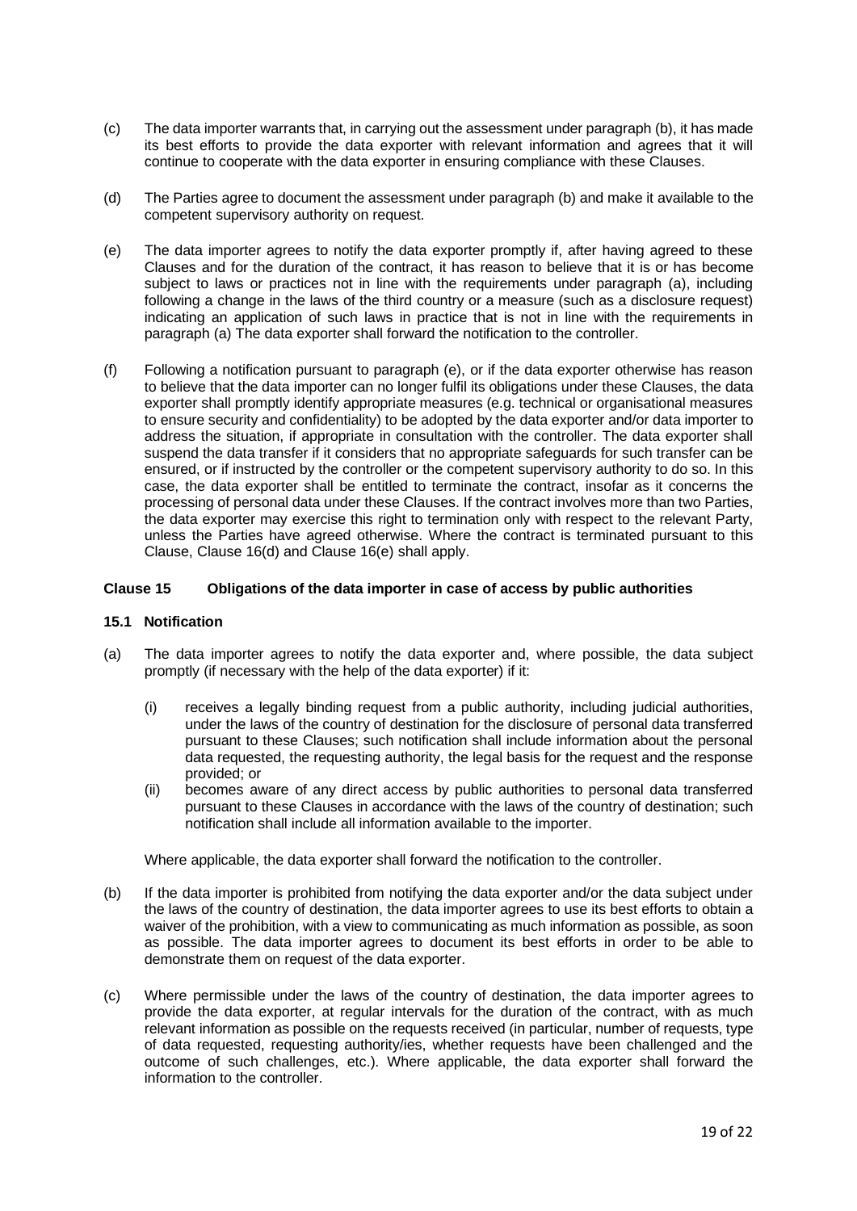(c) The data importer warrants that, in carrying out the assessment under paragraph (b), it has made its best efforts to provide the data exporter with relevant information and agrees that it will continue to cooperate with the data exporter in ensuring compliance with these Clauses.

(d) The Parties agree to document the assessment under paragraph (b) and make it available to the competent supervisory authority on request.

(e) The data importer agrees to notify the data exporter promptly if, after having agreed to these Clauses and for the duration of the contract, it has reason to believe that it is or has become subject to laws or practices not in line with the requirements under paragraph (a), including following a change in the laws of the third country or a measure (such as a disclosure request) indicating an application of such laws in practice that is not in line with the requirements in paragraph (a) The data exporter shall forward the notification to the controller.

(f) Following a notification pursuant to paragraph (e), or if the data exporter otherwise has reason to believe that the data importer can no longer fulfil its obligations under these Clauses, the data exporter shall promptly identify appropriate measures (e.g. technical or organisational measures to ensure security and confidentiality) to be adopted by the data exporter and/or data importer to address the situation, if appropriate in consultation with the controller. The data exporter shall suspend the data transfer if it considers that no appropriate safeguards for such transfer can be ensured, or if instructed by the controller or the competent supervisory authority to do so. In this case, the data exporter shall be entitled to terminate the contract, insofar as it concerns the processing of personal data under these Clauses. If the contract involves more than two Parties, the data exporter may exercise this right to termination only with respect to the relevant Party, unless the Parties have agreed otherwise. Where the contract is terminated pursuant to this Clause, Clause 16(d) and Clause 16(e) shall apply.

### Clause 15 Obligations of the data importer in case of access by public authorities

#### 15.1 Notification

(a) The data importer agrees to notify the data exporter and, where possible, the data subject promptly (if necessary with the help of the data exporter) if it:

  (i) receives a legally binding request from a public authority, including judicial authorities, under the laws of the country of destination for the disclosure of personal data transferred pursuant to these Clauses; such notification shall include information about the personal data requested, the requesting authority, the legal basis for the request and the response provided; or

  (ii) becomes aware of any direct access by public authorities to personal data transferred pursuant to these Clauses in accordance with the laws of the country of destination; such notification shall include all information available to the importer.

  Where applicable, the data exporter shall forward the notification to the controller.

(b) If the data importer is prohibited from notifying the data exporter and/or the data subject under the laws of the country of destination, the data importer agrees to use its best efforts to obtain a waiver of the prohibition, with a view to communicating as much information as possible, as soon as possible. The data importer agrees to document its best efforts in order to be able to demonstrate them on request of the data exporter.

(c) Where permissible under the laws of the country of destination, the data importer agrees to provide the data exporter, at regular intervals for the duration of the contract, with as much relevant information as possible on the requests received (in particular, number of requests, type of data requested, requesting authority/ies, whether requests have been challenged and the outcome of such challenges, etc.). Where applicable, the data exporter shall forward the information to the controller.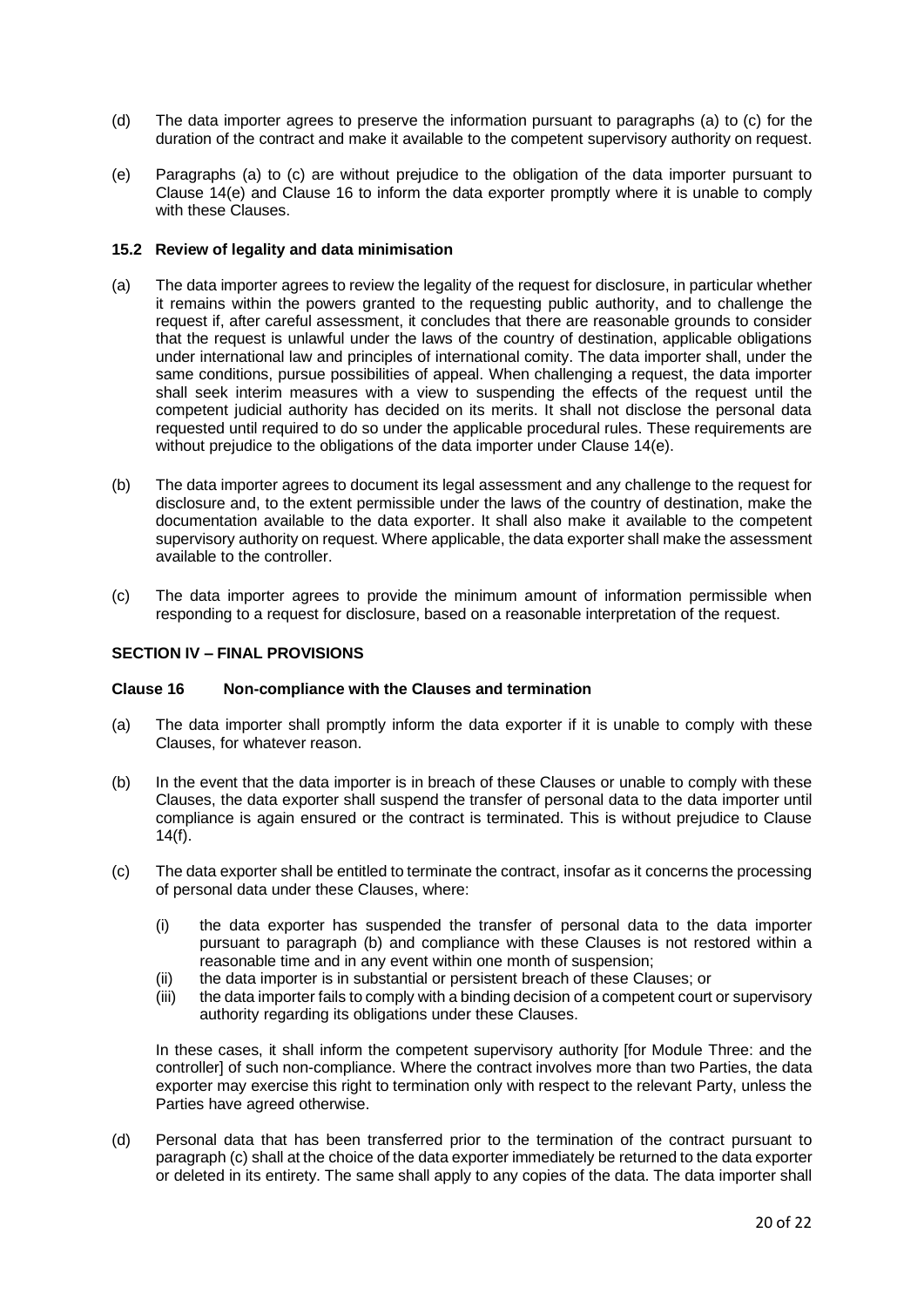(d) The data importer agrees to preserve the information pursuant to paragraphs (a) to (c) for the duration of the contract and make it available to the competent supervisory authority on request.

(e) Paragraphs (a) to (c) are without prejudice to the obligation of the data importer pursuant to Clause 14(e) and Clause 16 to inform the data exporter promptly where it is unable to comply with these Clauses.

#### 15.2 Review of legality and data minimisation

(a) The data importer agrees to review the legality of the request for disclosure, in particular whether it remains within the powers granted to the requesting public authority, and to challenge the request if, after careful assessment, it concludes that there are reasonable grounds to consider that the request is unlawful under the laws of the country of destination, applicable obligations under international law and principles of international comity. The data importer shall, under the same conditions, pursue possibilities of appeal. When challenging a request, the data importer shall seek interim measures with a view to suspending the effects of the request until the competent judicial authority has decided on its merits. It shall not disclose the personal data requested until required to do so under the applicable procedural rules. These requirements are without prejudice to the obligations of the data importer under Clause 14(e).

(b) The data importer agrees to document its legal assessment and any challenge to the request for disclosure and, to the extent permissible under the laws of the country of destination, make the documentation available to the data exporter. It shall also make it available to the competent supervisory authority on request. Where applicable, the data exporter shall make the assessment available to the controller.

(c) The data importer agrees to provide the minimum amount of information permissible when responding to a request for disclosure, based on a reasonable interpretation of the request.

### SECTION IV – FINAL PROVISIONS

#### Clause 16 Non-compliance with the Clauses and termination

(a) The data importer shall promptly inform the data exporter if it is unable to comply with these Clauses, for whatever reason.

(b) In the event that the data importer is in breach of these Clauses or unable to comply with these Clauses, the data exporter shall suspend the transfer of personal data to the data importer until compliance is again ensured or the contract is terminated. This is without prejudice to Clause 14(f).

(c) The data exporter shall be entitled to terminate the contract, insofar as it concerns the processing of personal data under these Clauses, where:

  (i) the data exporter has suspended the transfer of personal data to the data importer pursuant to paragraph (b) and compliance with these Clauses is not restored within a reasonable time and in any event within one month of suspension;
  (ii) the data importer is in substantial or persistent breach of these Clauses; or
  (iii) the data importer fails to comply with a binding decision of a competent court or supervisory authority regarding its obligations under these Clauses.

  In these cases, it shall inform the competent supervisory authority [for Module Three: and the controller] of such non-compliance. Where the contract involves more than two Parties, the data exporter may exercise this right to termination only with respect to the relevant Party, unless the Parties have agreed otherwise.

(d) Personal data that has been transferred prior to the termination of the contract pursuant to paragraph (c) shall at the choice of the data exporter immediately be returned to the data exporter or deleted in its entirety. The same shall apply to any copies of the data. The data importer shall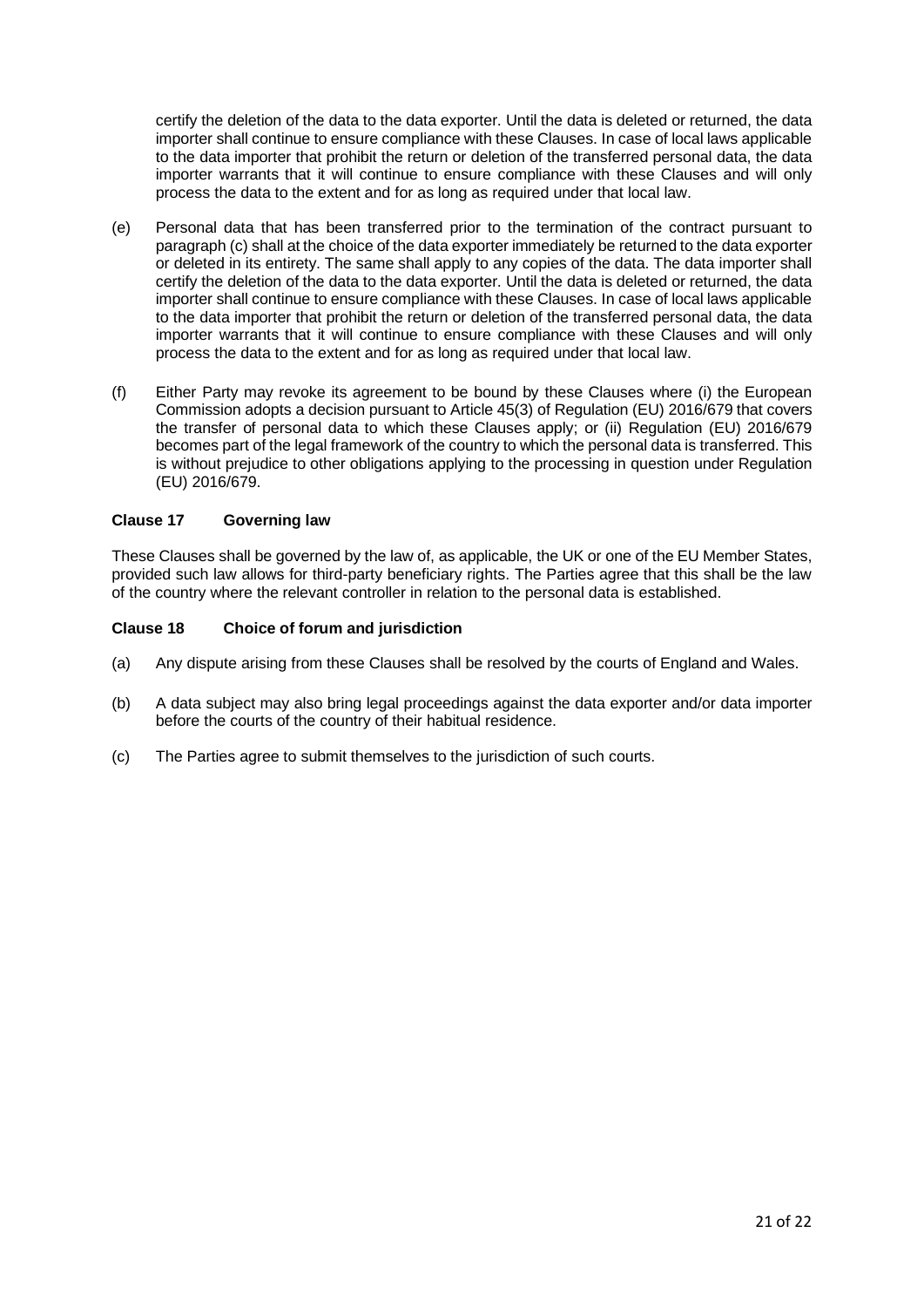certify the deletion of the data to the data exporter. Until the data is deleted or returned, the data importer shall continue to ensure compliance with these Clauses. In case of local laws applicable to the data importer that prohibit the return or deletion of the transferred personal data, the data importer warrants that it will continue to ensure compliance with these Clauses and will only process the data to the extent and for as long as required under that local law.

(e) Personal data that has been transferred prior to the termination of the contract pursuant to paragraph (c) shall at the choice of the data exporter immediately be returned to the data exporter or deleted in its entirety. The same shall apply to any copies of the data. The data importer shall certify the deletion of the data to the data exporter. Until the data is deleted or returned, the data importer shall continue to ensure compliance with these Clauses. In case of local laws applicable to the data importer that prohibit the return or deletion of the transferred personal data, the data importer warrants that it will continue to ensure compliance with these Clauses and will only process the data to the extent and for as long as required under that local law.

(f) Either Party may revoke its agreement to be bound by these Clauses where (i) the European Commission adopts a decision pursuant to Article 45(3) of Regulation (EU) 2016/679 that covers the transfer of personal data to which these Clauses apply; or (ii) Regulation (EU) 2016/679 becomes part of the legal framework of the country to which the personal data is transferred. This is without prejudice to other obligations applying to the processing in question under Regulation (EU) 2016/679.

### Clause 17 Governing law

These Clauses shall be governed by the law of, as applicable, the UK or one of the EU Member States, provided such law allows for third-party beneficiary rights. The Parties agree that this shall be the law of the country where the relevant controller in relation to the personal data is established.

### Clause 18 Choice of forum and jurisdiction

(a) Any dispute arising from these Clauses shall be resolved by the courts of England and Wales.

(b) A data subject may also bring legal proceedings against the data exporter and/or data importer before the courts of the country of their habitual residence.

(c) The Parties agree to submit themselves to the jurisdiction of such courts.